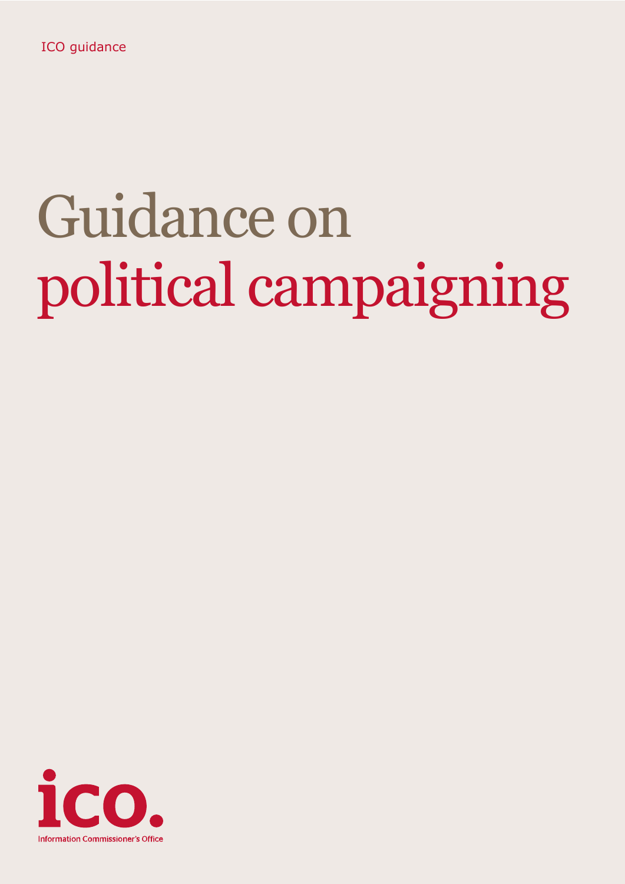ICO guidance

# Guidance on political campaigning

ico.

Information Commissioner's Office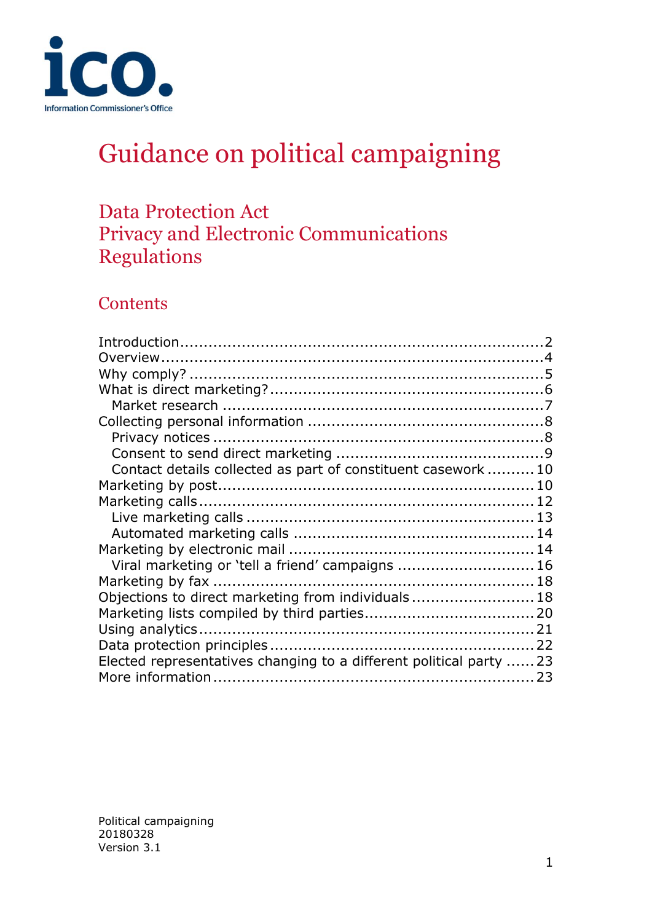ico.
Information Commissioner's Office

# Guidance on political campaigning

## Data Protection Act
## Privacy and Electronic Communications Regulations

## Contents

Introduction ........................................................................ 2
Overview ............................................................................ 4
Why comply? ....................................................................... 5
What is direct marketing? ..................................................... 6
  Market research ................................................................ 7
Collecting personal information ............................................ 8
  Privacy notices ................................................................. 8
  Consent to send direct marketing ........................................ 9
  Contact details collected as part of constituent casework .......... 10
Marketing by post ................................................................ 10
Marketing calls .................................................................... 12
  Live marketing calls .......................................................... 13
  Automated marketing calls .................................................. 14
Marketing by electronic mail ................................................. 14
  Viral marketing or 'tell a friend' campaigns ............................ 16
Marketing by fax ................................................................. 18
Objections to direct marketing from individuals ........................ 18
Marketing lists compiled by third parties ................................. 20
Using analytics .................................................................... 21
Data protection principles ..................................................... 22
Elected representatives changing to a different political party ...... 23
More information ................................................................ 23

Political campaigning
20180328
Version 3.1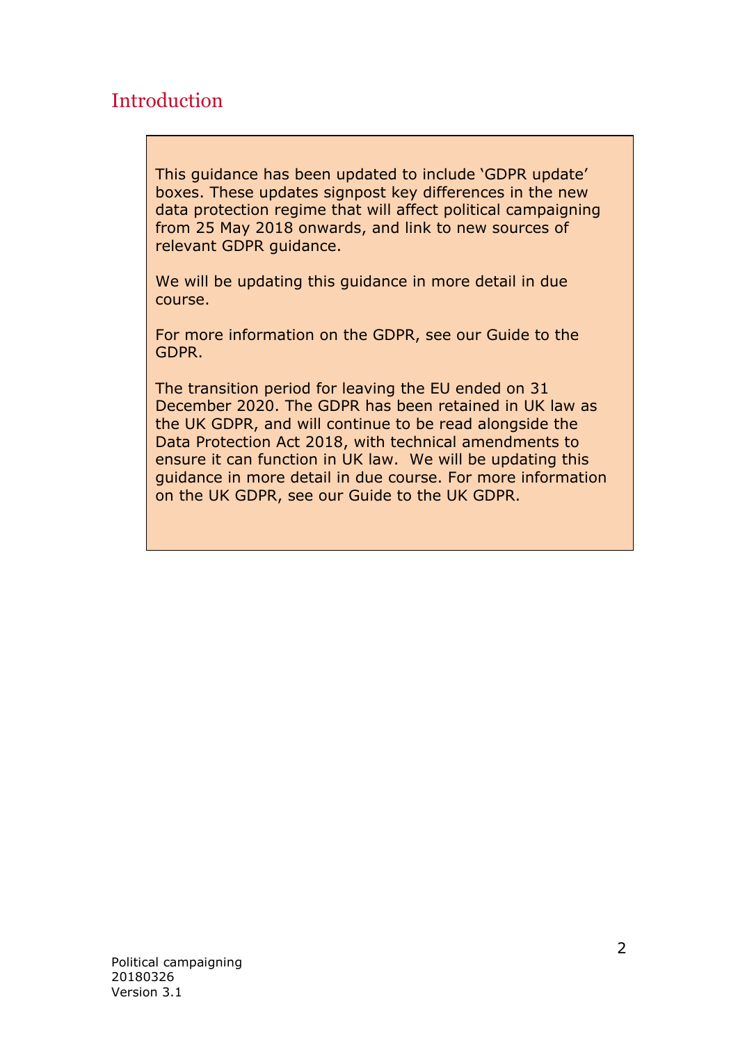## Introduction

This guidance has been updated to include 'GDPR update' boxes. These updates signpost key differences in the new data protection regime that will affect political campaigning from 25 May 2018 onwards, and link to new sources of relevant GDPR guidance.

We will be updating this guidance in more detail in due course.

For more information on the GDPR, see our Guide to the GDPR.

The transition period for leaving the EU ended on 31 December 2020. The GDPR has been retained in UK law as the UK GDPR, and will continue to be read alongside the Data Protection Act 2018, with technical amendments to ensure it can function in UK law. We will be updating this guidance in more detail in due course. For more information on the UK GDPR, see our Guide to the UK GDPR.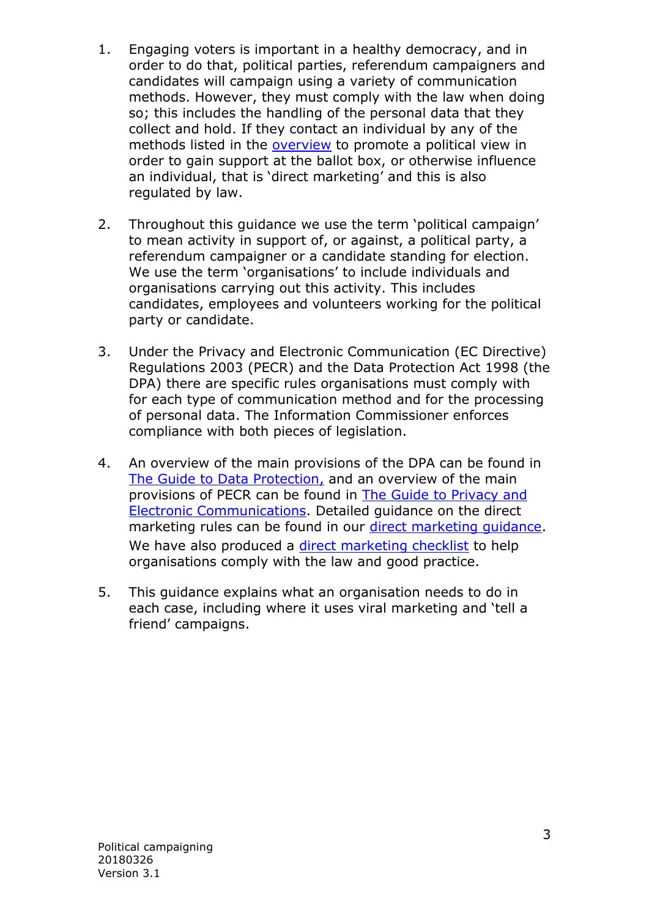1. Engaging voters is important in a healthy democracy, and in order to do that, political parties, referendum campaigners and candidates will campaign using a variety of communication methods. However, they must comply with the law when doing so; this includes the handling of the personal data that they collect and hold. If they contact an individual by any of the methods listed in the overview to promote a political view in order to gain support at the ballot box, or otherwise influence an individual, that is 'direct marketing' and this is also regulated by law.

2. Throughout this guidance we use the term 'political campaign' to mean activity in support of, or against, a political party, a referendum campaigner or a candidate standing for election. We use the term 'organisations' to include individuals and organisations carrying out this activity. This includes candidates, employees and volunteers working for the political party or candidate.

3. Under the Privacy and Electronic Communication (EC Directive) Regulations 2003 (PECR) and the Data Protection Act 1998 (the DPA) there are specific rules organisations must comply with for each type of communication method and for the processing of personal data. The Information Commissioner enforces compliance with both pieces of legislation.

4. An overview of the main provisions of the DPA can be found in The Guide to Data Protection, and an overview of the main provisions of PECR can be found in The Guide to Privacy and Electronic Communications. Detailed guidance on the direct marketing rules can be found in our direct marketing guidance. We have also produced a direct marketing checklist to help organisations comply with the law and good practice.

5. This guidance explains what an organisation needs to do in each case, including where it uses viral marketing and 'tell a friend' campaigns.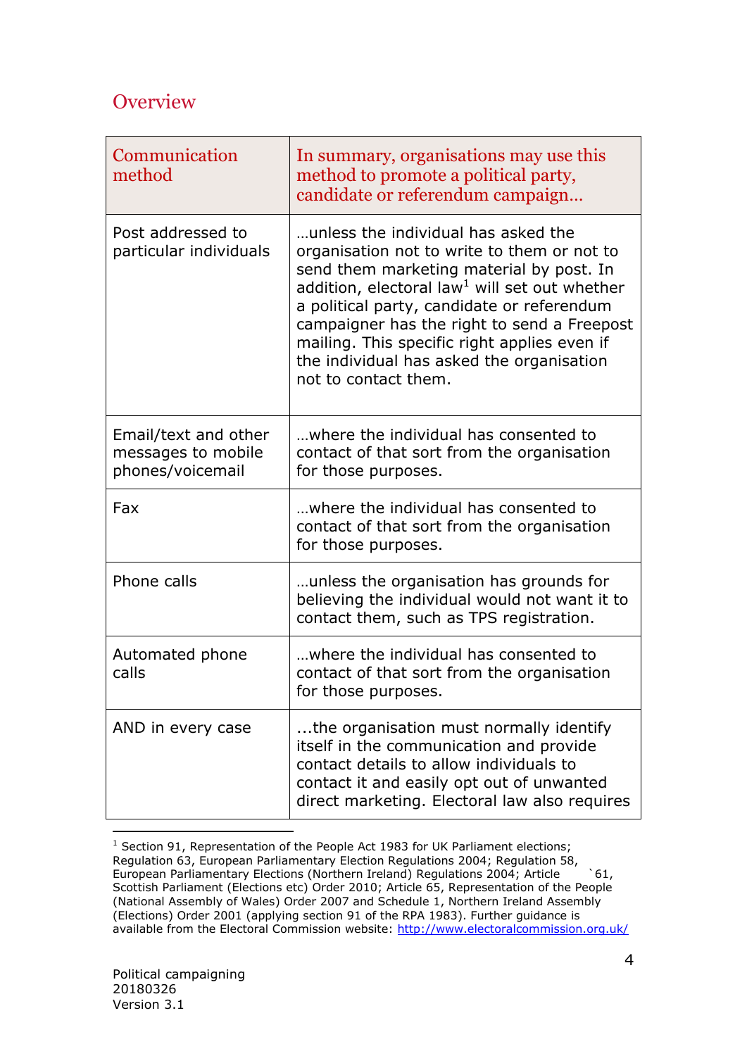## Overview

| Communication method | In summary, organisations may use this method to promote a political party, candidate or referendum campaign… |
|---|---|
| Post addressed to particular individuals | …unless the individual has asked the organisation not to write to them or not to send them marketing material by post. In addition, electoral law[1] will set out whether a political party, candidate or referendum campaigner has the right to send a Freepost mailing. This specific right applies even if the individual has asked the organisation not to contact them. |
| Email/text and other messages to mobile phones/voicemail | …where the individual has consented to contact of that sort from the organisation for those purposes. |
| Fax | …where the individual has consented to contact of that sort from the organisation for those purposes. |
| Phone calls | …unless the organisation has grounds for believing the individual would not want it to contact them, such as TPS registration. |
| Automated phone calls | …where the individual has consented to contact of that sort from the organisation for those purposes. |
| AND in every case | ...the organisation must normally identify itself in the communication and provide contact details to allow individuals to contact it and easily opt out of unwanted direct marketing. Electoral law also requires |

[1] Section 91, Representation of the People Act 1983 for UK Parliament elections; Regulation 63, European Parliamentary Election Regulations 2004; Regulation 58, European Parliamentary Elections (Northern Ireland) Regulations 2004; Article `61, Scottish Parliament (Elections etc) Order 2010; Article 65, Representation of the People (National Assembly of Wales) Order 2007 and Schedule 1, Northern Ireland Assembly (Elections) Order 2001 (applying section 91 of the RPA 1983). Further guidance is available from the Electoral Commission website: http://www.electoralcommission.org.uk/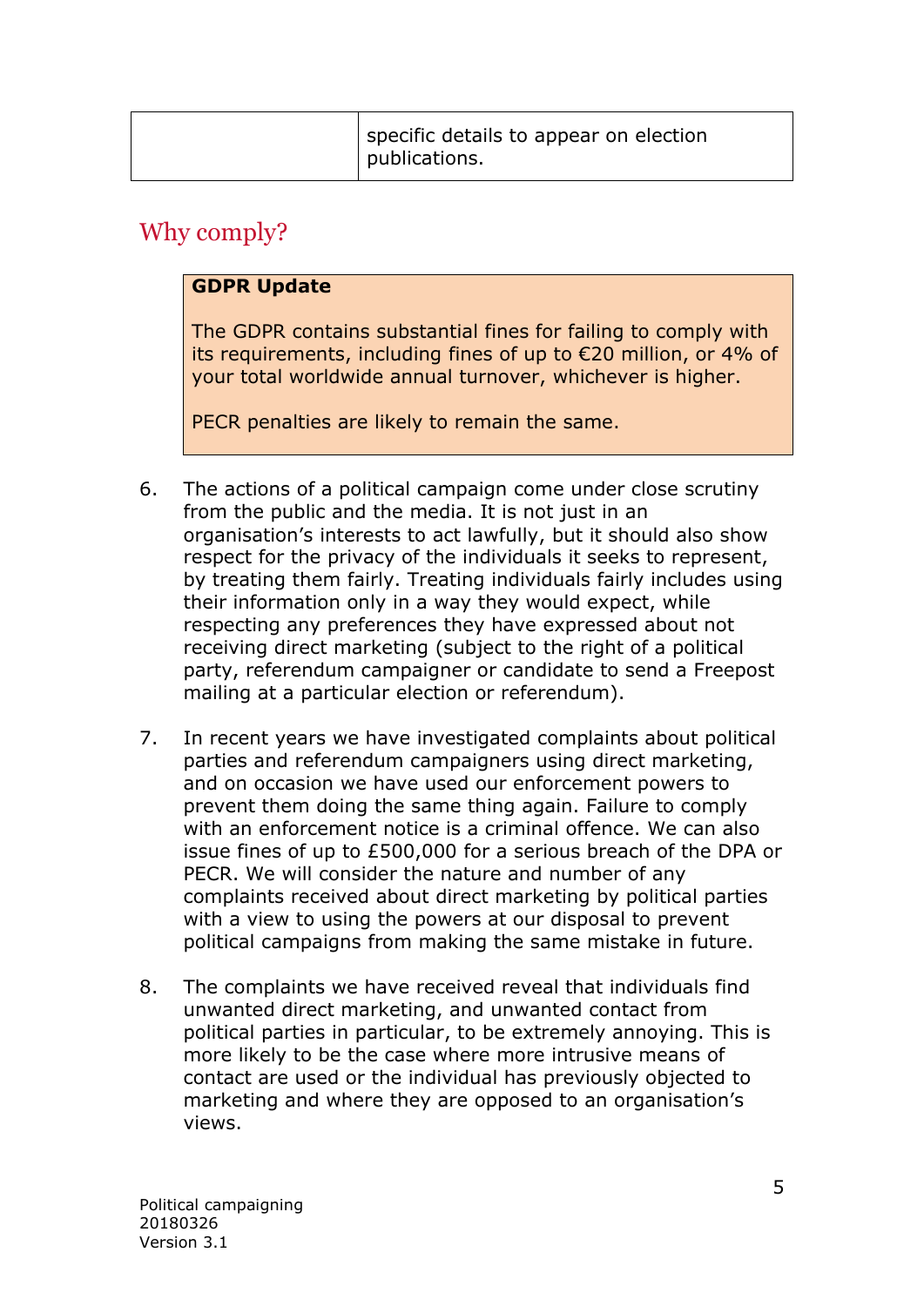| | |
|---|---|
| | specific details to appear on election publications. |

## Why comply?

> **GDPR Update**
>
> The GDPR contains substantial fines for failing to comply with its requirements, including fines of up to €20 million, or 4% of your total worldwide annual turnover, whichever is higher.
>
> PECR penalties are likely to remain the same.

6. The actions of a political campaign come under close scrutiny from the public and the media. It is not just in an organisation's interests to act lawfully, but it should also show respect for the privacy of the individuals it seeks to represent, by treating them fairly. Treating individuals fairly includes using their information only in a way they would expect, while respecting any preferences they have expressed about not receiving direct marketing (subject to the right of a political party, referendum campaigner or candidate to send a Freepost mailing at a particular election or referendum).

7. In recent years we have investigated complaints about political parties and referendum campaigners using direct marketing, and on occasion we have used our enforcement powers to prevent them doing the same thing again. Failure to comply with an enforcement notice is a criminal offence. We can also issue fines of up to £500,000 for a serious breach of the DPA or PECR. We will consider the nature and number of any complaints received about direct marketing by political parties with a view to using the powers at our disposal to prevent political campaigns from making the same mistake in future.

8. The complaints we have received reveal that individuals find unwanted direct marketing, and unwanted contact from political parties in particular, to be extremely annoying. This is more likely to be the case where more intrusive means of contact are used or the individual has previously objected to marketing and where they are opposed to an organisation's views.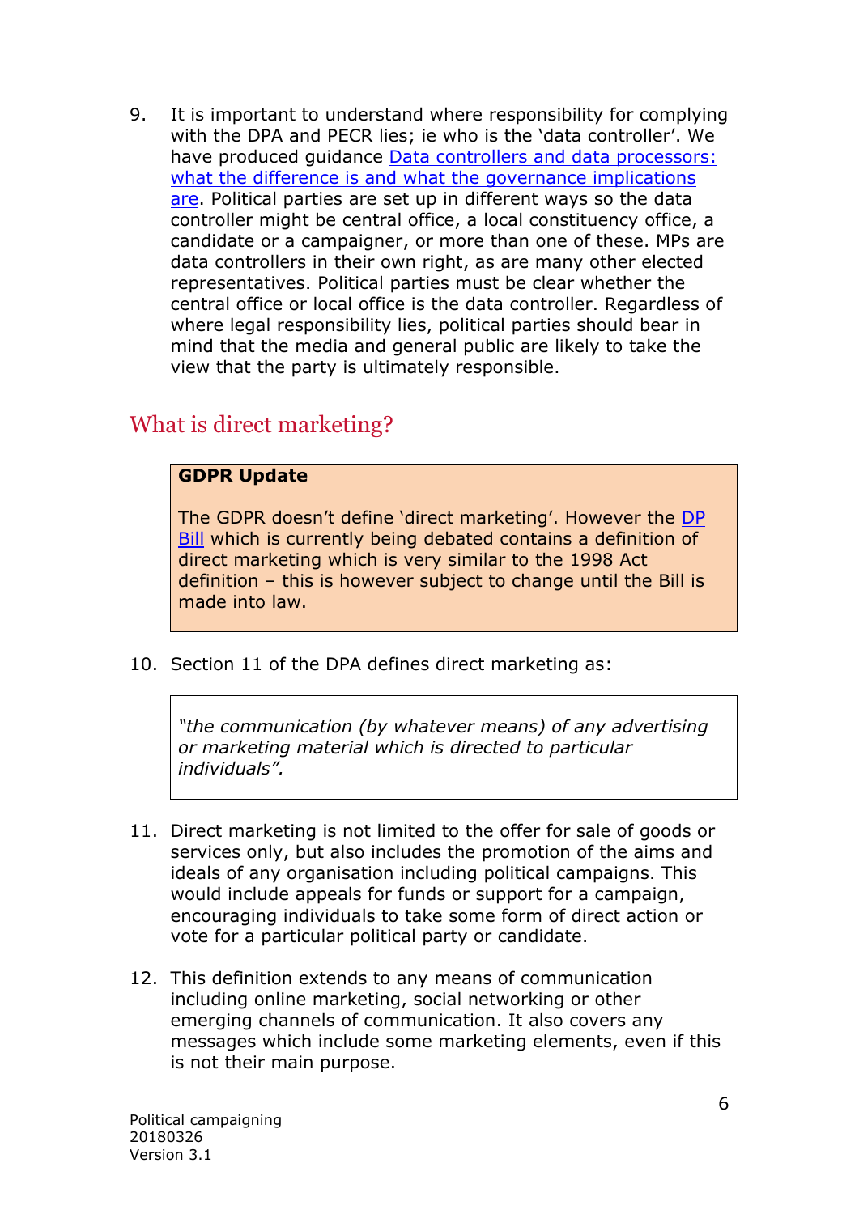9. It is important to understand where responsibility for complying with the DPA and PECR lies; ie who is the 'data controller'. We have produced guidance [Data controllers and data processors: what the difference is and what the governance implications are](). Political parties are set up in different ways so the data controller might be central office, a local constituency office, a candidate or a campaigner, or more than one of these. MPs are data controllers in their own right, as are many other elected representatives. Political parties must be clear whether the central office or local office is the data controller. Regardless of where legal responsibility lies, political parties should bear in mind that the media and general public are likely to take the view that the party is ultimately responsible.

## What is direct marketing?

> **GDPR Update**
>
> The GDPR doesn't define 'direct marketing'. However the [DP Bill]() which is currently being debated contains a definition of direct marketing which is very similar to the 1998 Act definition – this is however subject to change until the Bill is made into law.

10. Section 11 of the DPA defines direct marketing as:

> *"the communication (by whatever means) of any advertising or marketing material which is directed to particular individuals".*

11. Direct marketing is not limited to the offer for sale of goods or services only, but also includes the promotion of the aims and ideals of any organisation including political campaigns. This would include appeals for funds or support for a campaign, encouraging individuals to take some form of direct action or vote for a particular political party or candidate.

12. This definition extends to any means of communication including online marketing, social networking or other emerging channels of communication. It also covers any messages which include some marketing elements, even if this is not their main purpose.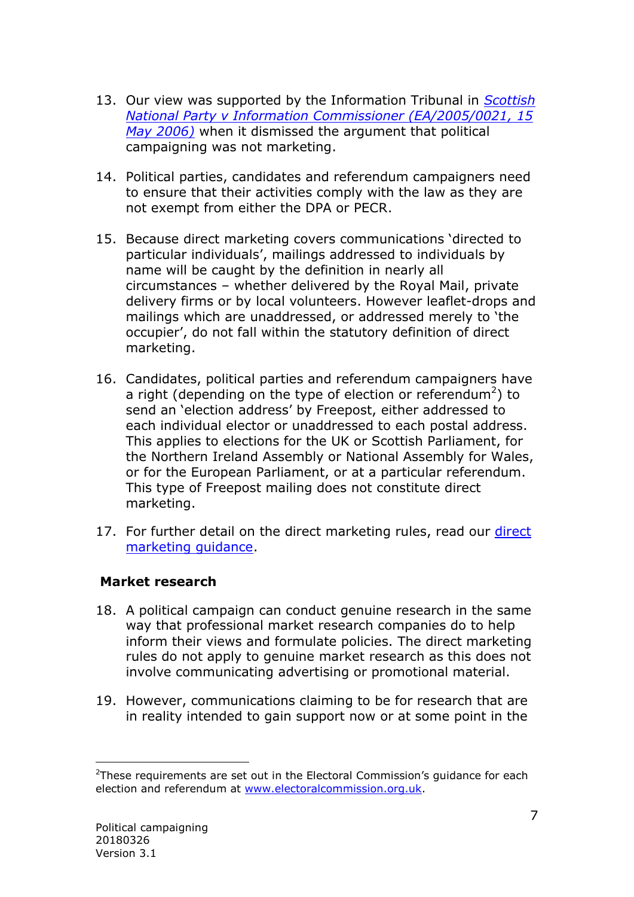13. Our view was supported by the Information Tribunal in *Scottish National Party v Information Commissioner (EA/2005/0021, 15 May 2006)* when it dismissed the argument that political campaigning was not marketing.

14. Political parties, candidates and referendum campaigners need to ensure that their activities comply with the law as they are not exempt from either the DPA or PECR.

15. Because direct marketing covers communications 'directed to particular individuals', mailings addressed to individuals by name will be caught by the definition in nearly all circumstances – whether delivered by the Royal Mail, private delivery firms or by local volunteers. However leaflet-drops and mailings which are unaddressed, or addressed merely to 'the occupier', do not fall within the statutory definition of direct marketing.

16. Candidates, political parties and referendum campaigners have a right (depending on the type of election or referendum[2]) to send an 'election address' by Freepost, either addressed to each individual elector or unaddressed to each postal address. This applies to elections for the UK or Scottish Parliament, for the Northern Ireland Assembly or National Assembly for Wales, or for the European Parliament, or at a particular referendum. This type of Freepost mailing does not constitute direct marketing.

17. For further detail on the direct marketing rules, read our direct marketing guidance.

**Market research**

18. A political campaign can conduct genuine research in the same way that professional market research companies do to help inform their views and formulate policies. The direct marketing rules do not apply to genuine market research as this does not involve communicating advertising or promotional material.

19. However, communications claiming to be for research that are in reality intended to gain support now or at some point in the

[2]These requirements are set out in the Electoral Commission's guidance for each election and referendum at www.electoralcommission.org.uk.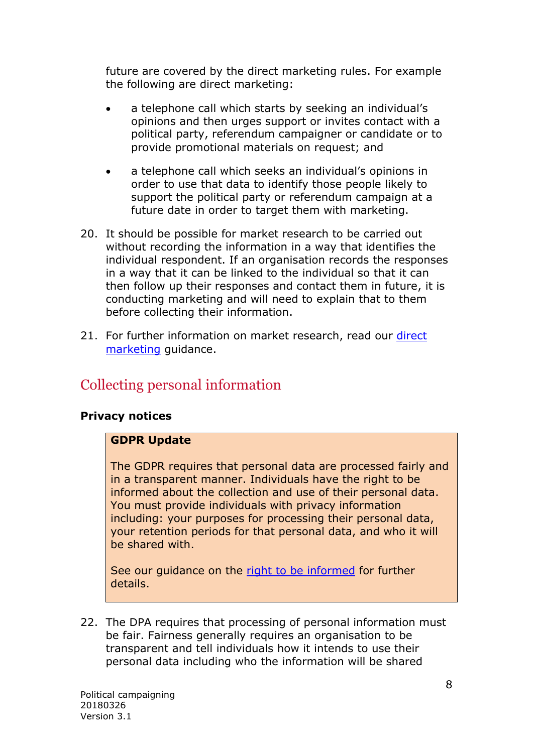future are covered by the direct marketing rules. For example the following are direct marketing:

- a telephone call which starts by seeking an individual's opinions and then urges support or invites contact with a political party, referendum campaigner or candidate or to provide promotional materials on request; and
- a telephone call which seeks an individual's opinions in order to use that data to identify those people likely to support the political party or referendum campaign at a future date in order to target them with marketing.

20. It should be possible for market research to be carried out without recording the information in a way that identifies the individual respondent. If an organisation records the responses in a way that it can be linked to the individual so that it can then follow up their responses and contact them in future, it is conducting marketing and will need to explain that to them before collecting their information.

21. For further information on market research, read our direct marketing guidance.

## Collecting personal information

### Privacy notices

> **GDPR Update**
>
> The GDPR requires that personal data are processed fairly and in a transparent manner. Individuals have the right to be informed about the collection and use of their personal data. You must provide individuals with privacy information including: your purposes for processing their personal data, your retention periods for that personal data, and who it will be shared with.
>
> See our guidance on the right to be informed for further details.

22. The DPA requires that processing of personal information must be fair. Fairness generally requires an organisation to be transparent and tell individuals how it intends to use their personal data including who the information will be shared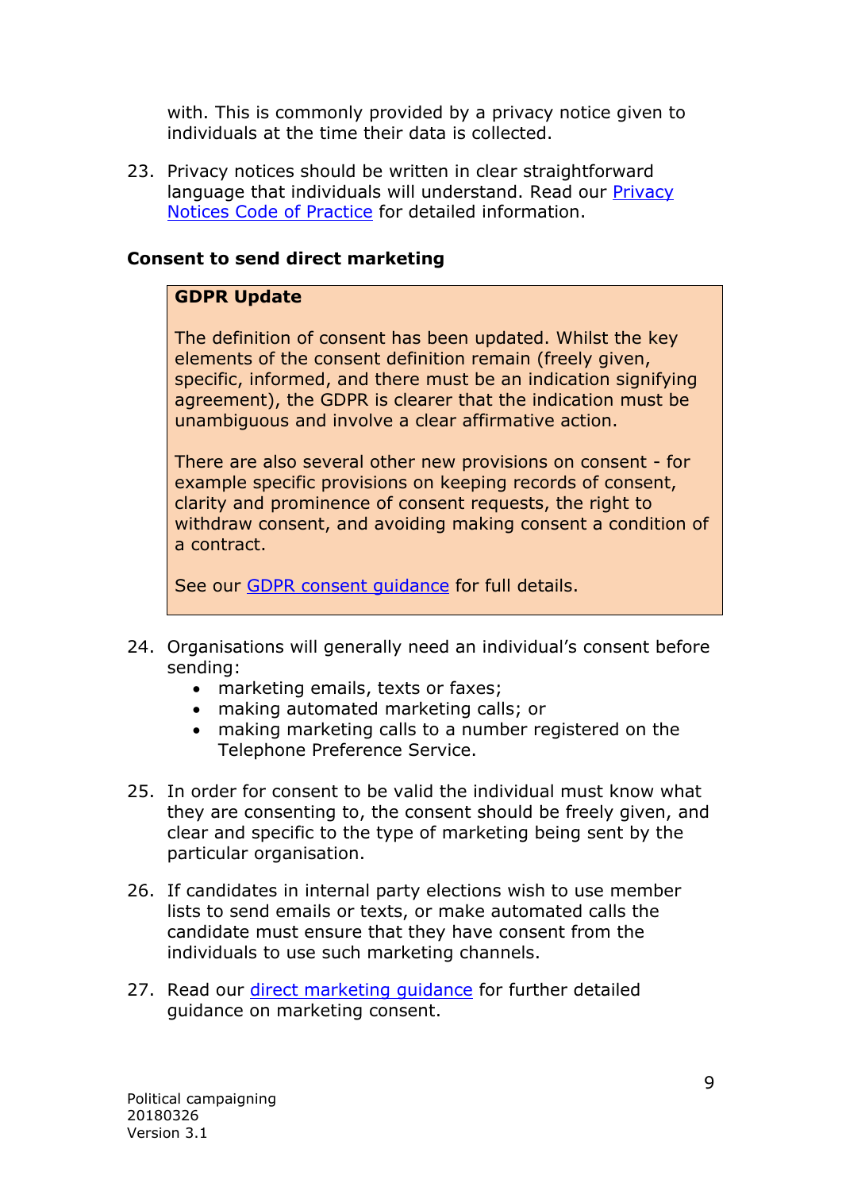with. This is commonly provided by a privacy notice given to individuals at the time their data is collected.

23. Privacy notices should be written in clear straightforward language that individuals will understand. Read our Privacy Notices Code of Practice for detailed information.

**Consent to send direct marketing**

> **GDPR Update**
>
> The definition of consent has been updated. Whilst the key elements of the consent definition remain (freely given, specific, informed, and there must be an indication signifying agreement), the GDPR is clearer that the indication must be unambiguous and involve a clear affirmative action.
>
> There are also several other new provisions on consent - for example specific provisions on keeping records of consent, clarity and prominence of consent requests, the right to withdraw consent, and avoiding making consent a condition of a contract.
>
> See our GDPR consent guidance for full details.

24. Organisations will generally need an individual's consent before sending:
    - marketing emails, texts or faxes;
    - making automated marketing calls; or
    - making marketing calls to a number registered on the Telephone Preference Service.

25. In order for consent to be valid the individual must know what they are consenting to, the consent should be freely given, and clear and specific to the type of marketing being sent by the particular organisation.

26. If candidates in internal party elections wish to use member lists to send emails or texts, or make automated calls the candidate must ensure that they have consent from the individuals to use such marketing channels.

27. Read our direct marketing guidance for further detailed guidance on marketing consent.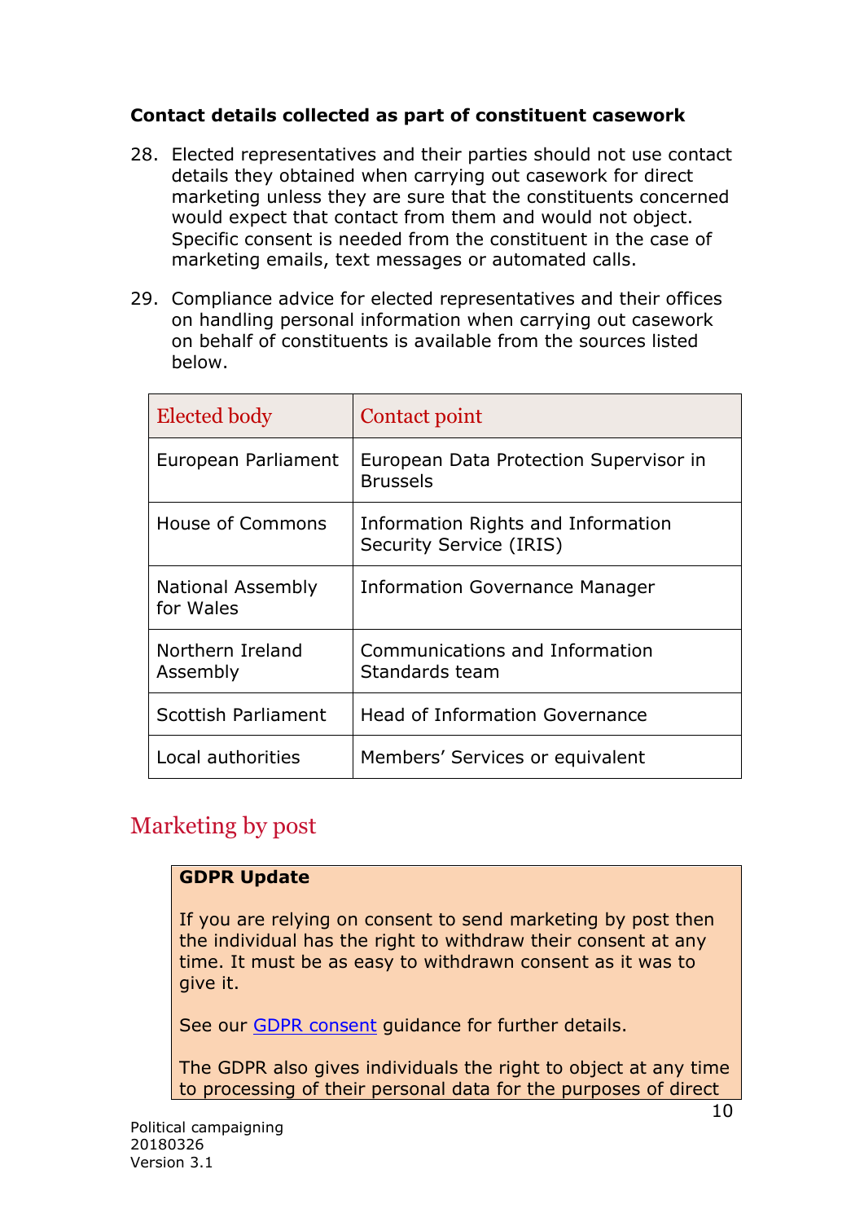**Contact details collected as part of constituent casework**

28. Elected representatives and their parties should not use contact details they obtained when carrying out casework for direct marketing unless they are sure that the constituents concerned would expect that contact from them and would not object. Specific consent is needed from the constituent in the case of marketing emails, text messages or automated calls.

29. Compliance advice for elected representatives and their offices on handling personal information when carrying out casework on behalf of constituents is available from the sources listed below.

| Elected body | Contact point |
|---|---|
| European Parliament | European Data Protection Supervisor in Brussels |
| House of Commons | Information Rights and Information Security Service (IRIS) |
| National Assembly for Wales | Information Governance Manager |
| Northern Ireland Assembly | Communications and Information Standards team |
| Scottish Parliament | Head of Information Governance |
| Local authorities | Members' Services or equivalent |

## Marketing by post

**GDPR Update**

If you are relying on consent to send marketing by post then the individual has the right to withdraw their consent at any time. It must be as easy to withdrawn consent as it was to give it.

See our [GDPR consent]() guidance for further details.

The GDPR also gives individuals the right to object at any time to processing of their personal data for the purposes of direct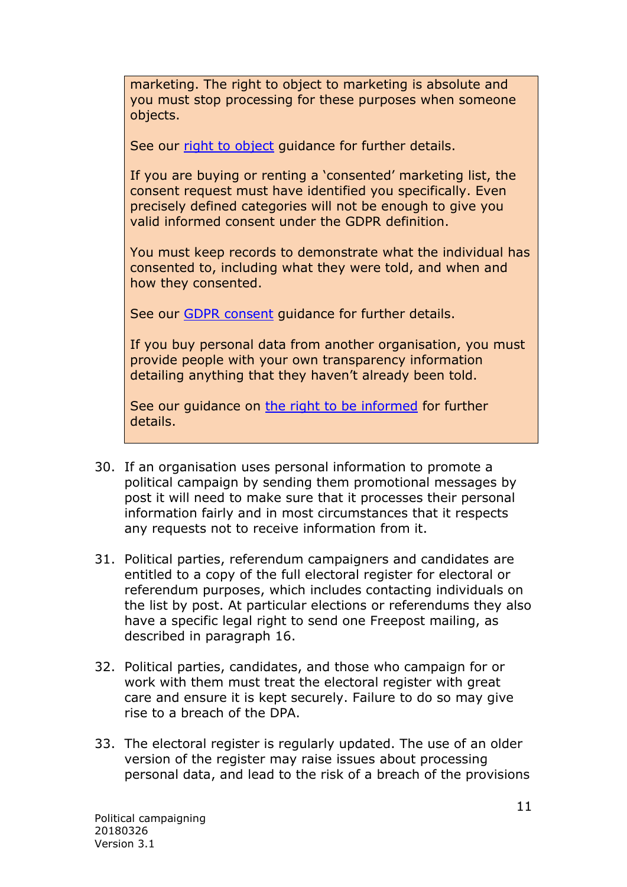marketing. The right to object to marketing is absolute and you must stop processing for these purposes when someone objects.

See our right to object guidance for further details.

If you are buying or renting a 'consented' marketing list, the consent request must have identified you specifically. Even precisely defined categories will not be enough to give you valid informed consent under the GDPR definition.

You must keep records to demonstrate what the individual has consented to, including what they were told, and when and how they consented.

See our GDPR consent guidance for further details.

If you buy personal data from another organisation, you must provide people with your own transparency information detailing anything that they haven't already been told.

See our guidance on the right to be informed for further details.

30. If an organisation uses personal information to promote a political campaign by sending them promotional messages by post it will need to make sure that it processes their personal information fairly and in most circumstances that it respects any requests not to receive information from it.

31. Political parties, referendum campaigners and candidates are entitled to a copy of the full electoral register for electoral or referendum purposes, which includes contacting individuals on the list by post. At particular elections or referendums they also have a specific legal right to send one Freepost mailing, as described in paragraph 16.

32. Political parties, candidates, and those who campaign for or work with them must treat the electoral register with great care and ensure it is kept securely. Failure to do so may give rise to a breach of the DPA.

33. The electoral register is regularly updated. The use of an older version of the register may raise issues about processing personal data, and lead to the risk of a breach of the provisions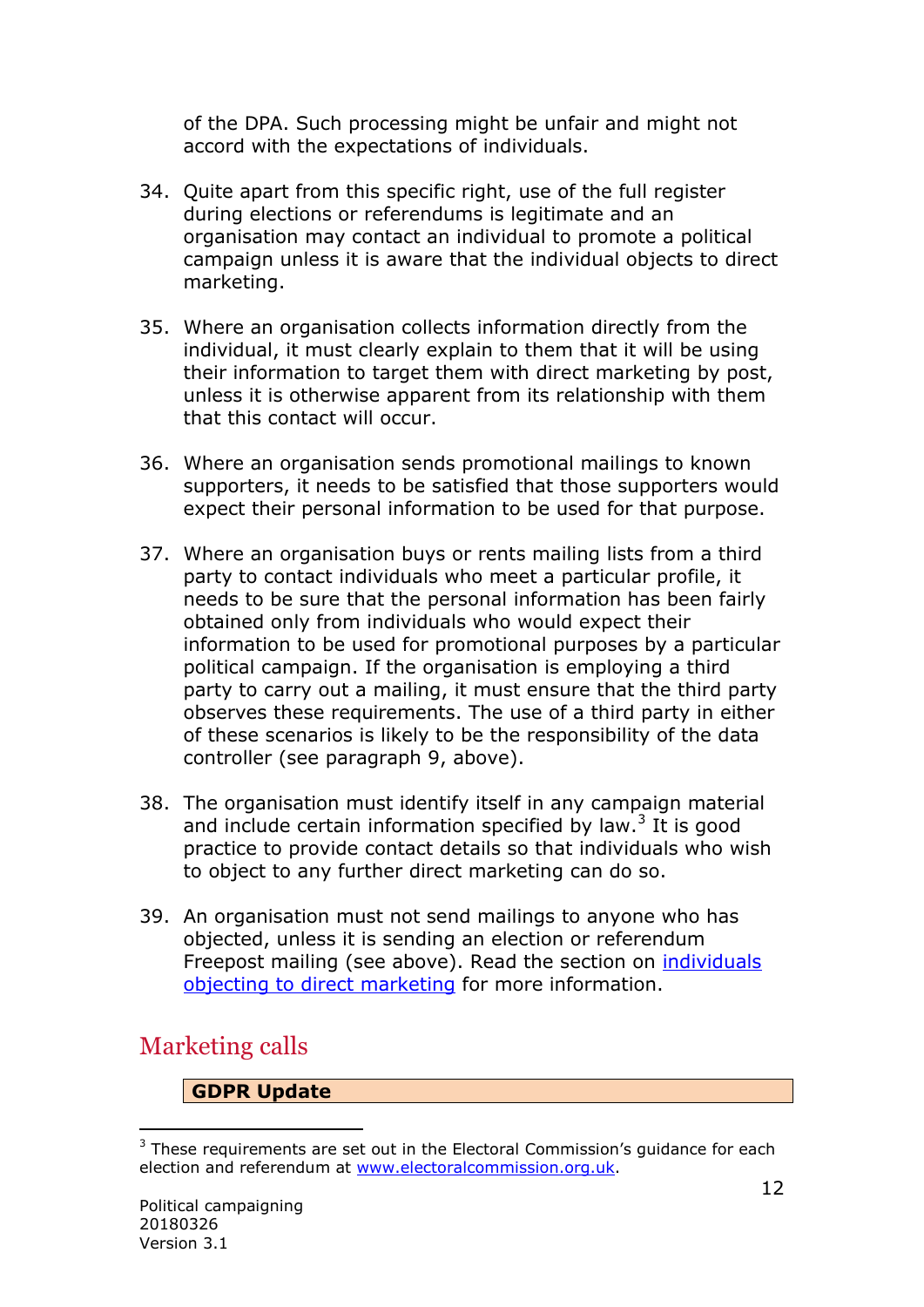of the DPA. Such processing might be unfair and might not accord with the expectations of individuals.

34. Quite apart from this specific right, use of the full register during elections or referendums is legitimate and an organisation may contact an individual to promote a political campaign unless it is aware that the individual objects to direct marketing.

35. Where an organisation collects information directly from the individual, it must clearly explain to them that it will be using their information to target them with direct marketing by post, unless it is otherwise apparent from its relationship with them that this contact will occur.

36. Where an organisation sends promotional mailings to known supporters, it needs to be satisfied that those supporters would expect their personal information to be used for that purpose.

37. Where an organisation buys or rents mailing lists from a third party to contact individuals who meet a particular profile, it needs to be sure that the personal information has been fairly obtained only from individuals who would expect their information to be used for promotional purposes by a particular political campaign. If the organisation is employing a third party to carry out a mailing, it must ensure that the third party observes these requirements. The use of a third party in either of these scenarios is likely to be the responsibility of the data controller (see paragraph 9, above).

38. The organisation must identify itself in any campaign material and include certain information specified by law.[3] It is good practice to provide contact details so that individuals who wish to object to any further direct marketing can do so.

39. An organisation must not send mailings to anyone who has objected, unless it is sending an election or referendum Freepost mailing (see above). Read the section on individuals objecting to direct marketing for more information.

## Marketing calls

**GDPR Update**

[3] These requirements are set out in the Electoral Commission's guidance for each election and referendum at www.electoralcommission.org.uk.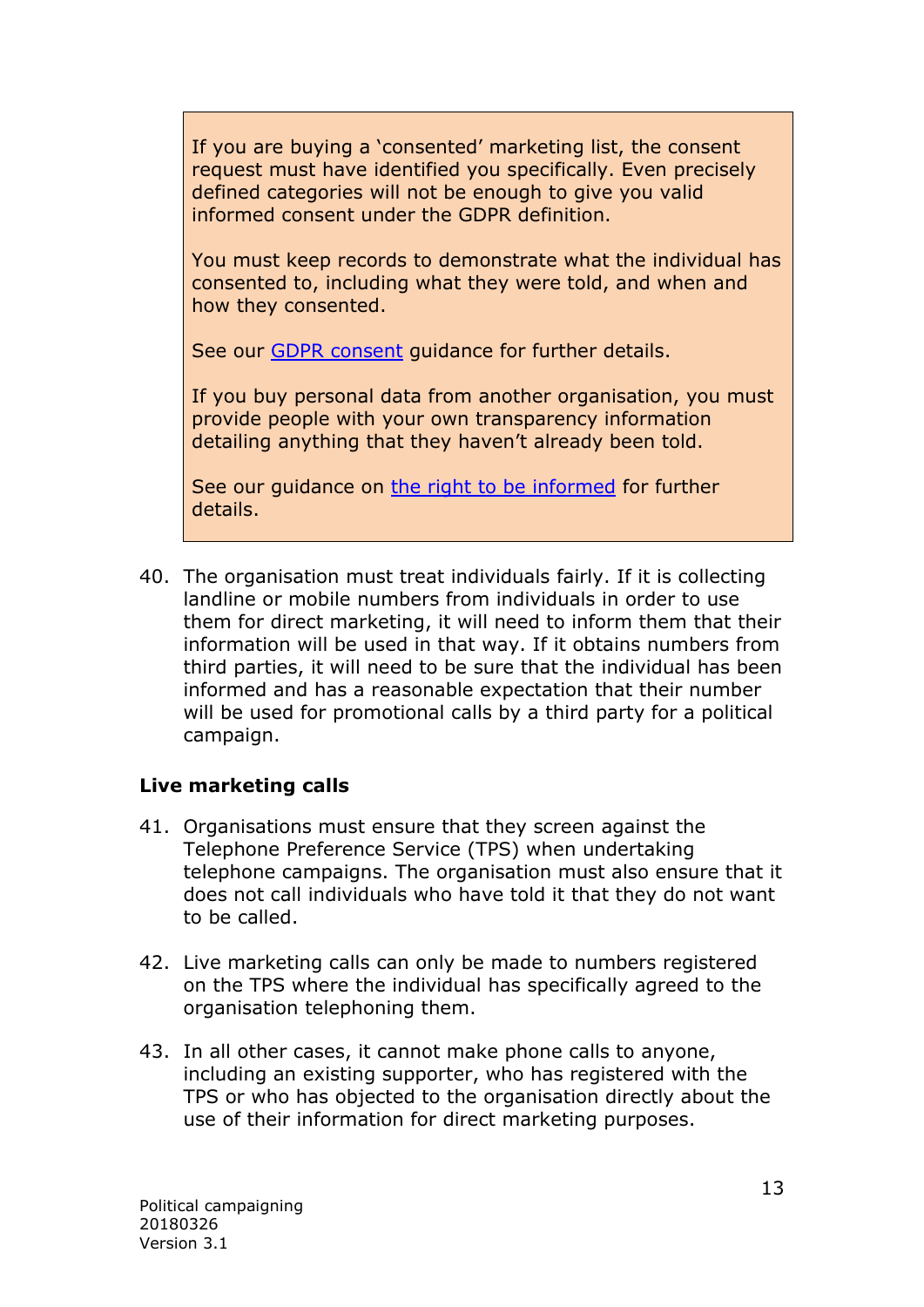> If you are buying a 'consented' marketing list, the consent request must have identified you specifically. Even precisely defined categories will not be enough to give you valid informed consent under the GDPR definition.
>
> You must keep records to demonstrate what the individual has consented to, including what they were told, and when and how they consented.
>
> See our [GDPR consent](#) guidance for further details.
>
> If you buy personal data from another organisation, you must provide people with your own transparency information detailing anything that they haven't already been told.
>
> See our guidance on [the right to be informed](#) for further details.

40. The organisation must treat individuals fairly. If it is collecting landline or mobile numbers from individuals in order to use them for direct marketing, it will need to inform them that their information will be used in that way. If it obtains numbers from third parties, it will need to be sure that the individual has been informed and has a reasonable expectation that their number will be used for promotional calls by a third party for a political campaign.

**Live marketing calls**

41. Organisations must ensure that they screen against the Telephone Preference Service (TPS) when undertaking telephone campaigns. The organisation must also ensure that it does not call individuals who have told it that they do not want to be called.

42. Live marketing calls can only be made to numbers registered on the TPS where the individual has specifically agreed to the organisation telephoning them.

43. In all other cases, it cannot make phone calls to anyone, including an existing supporter, who has registered with the TPS or who has objected to the organisation directly about the use of their information for direct marketing purposes.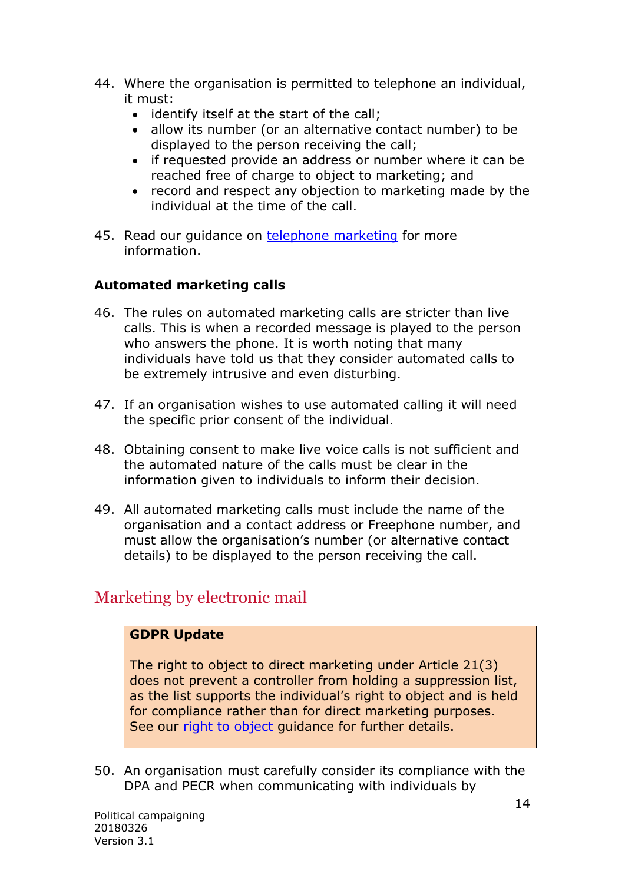44. Where the organisation is permitted to telephone an individual, it must:
    - identify itself at the start of the call;
    - allow its number (or an alternative contact number) to be displayed to the person receiving the call;
    - if requested provide an address or number where it can be reached free of charge to object to marketing; and
    - record and respect any objection to marketing made by the individual at the time of the call.

45. Read our guidance on [telephone marketing](telephone marketing) for more information.

**Automated marketing calls**

46. The rules on automated marketing calls are stricter than live calls. This is when a recorded message is played to the person who answers the phone. It is worth noting that many individuals have told us that they consider automated calls to be extremely intrusive and even disturbing.

47. If an organisation wishes to use automated calling it will need the specific prior consent of the individual.

48. Obtaining consent to make live voice calls is not sufficient and the automated nature of the calls must be clear in the information given to individuals to inform their decision.

49. All automated marketing calls must include the name of the organisation and a contact address or Freephone number, and must allow the organisation's number (or alternative contact details) to be displayed to the person receiving the call.

## Marketing by electronic mail

> **GDPR Update**
>
> The right to object to direct marketing under Article 21(3) does not prevent a controller from holding a suppression list, as the list supports the individual's right to object and is held for compliance rather than for direct marketing purposes. See our right to object guidance for further details.

50. An organisation must carefully consider its compliance with the DPA and PECR when communicating with individuals by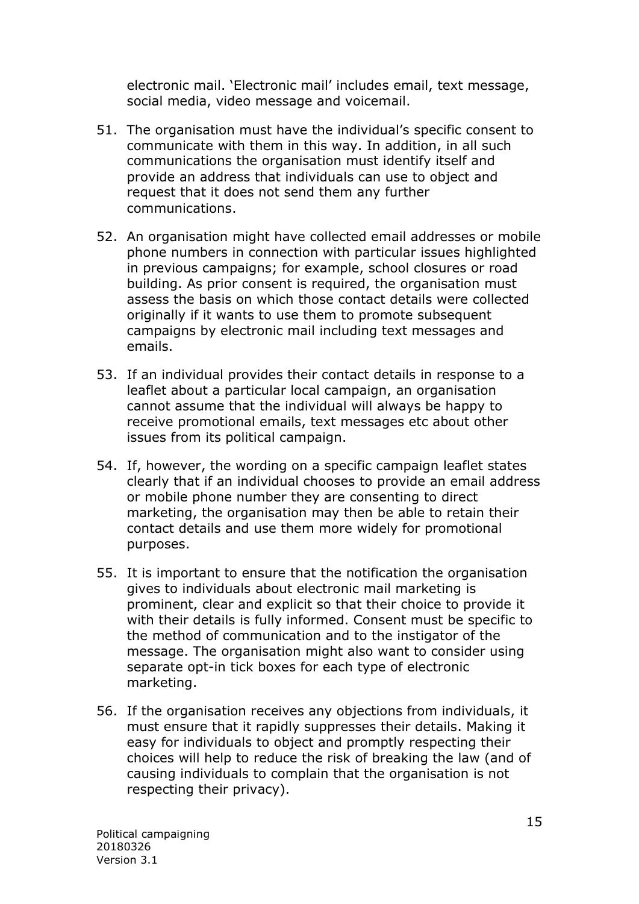electronic mail. 'Electronic mail' includes email, text message, social media, video message and voicemail.

51. The organisation must have the individual's specific consent to communicate with them in this way. In addition, in all such communications the organisation must identify itself and provide an address that individuals can use to object and request that it does not send them any further communications.

52. An organisation might have collected email addresses or mobile phone numbers in connection with particular issues highlighted in previous campaigns; for example, school closures or road building. As prior consent is required, the organisation must assess the basis on which those contact details were collected originally if it wants to use them to promote subsequent campaigns by electronic mail including text messages and emails.

53. If an individual provides their contact details in response to a leaflet about a particular local campaign, an organisation cannot assume that the individual will always be happy to receive promotional emails, text messages etc about other issues from its political campaign.

54. If, however, the wording on a specific campaign leaflet states clearly that if an individual chooses to provide an email address or mobile phone number they are consenting to direct marketing, the organisation may then be able to retain their contact details and use them more widely for promotional purposes.

55. It is important to ensure that the notification the organisation gives to individuals about electronic mail marketing is prominent, clear and explicit so that their choice to provide it with their details is fully informed. Consent must be specific to the method of communication and to the instigator of the message. The organisation might also want to consider using separate opt-in tick boxes for each type of electronic marketing.

56. If the organisation receives any objections from individuals, it must ensure that it rapidly suppresses their details. Making it easy for individuals to object and promptly respecting their choices will help to reduce the risk of breaking the law (and of causing individuals to complain that the organisation is not respecting their privacy).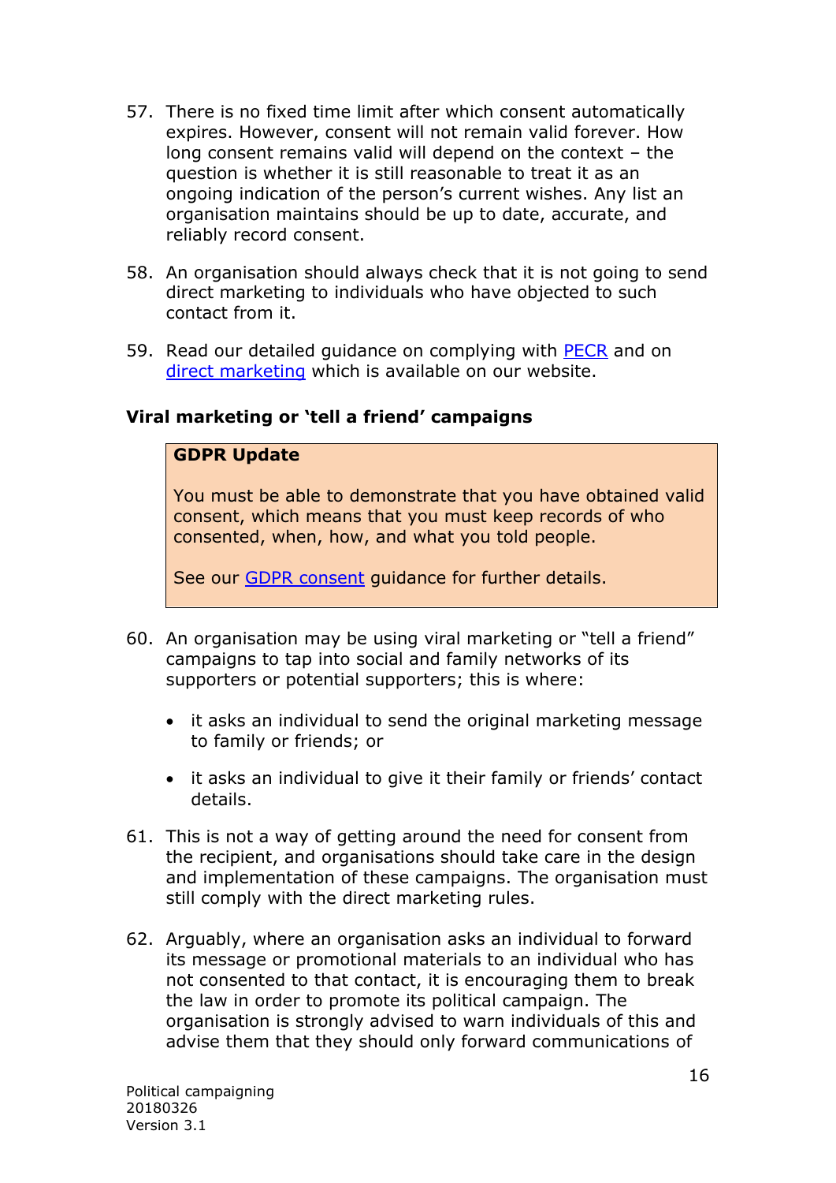57. There is no fixed time limit after which consent automatically expires. However, consent will not remain valid forever. How long consent remains valid will depend on the context – the question is whether it is still reasonable to treat it as an ongoing indication of the person's current wishes. Any list an organisation maintains should be up to date, accurate, and reliably record consent.

58. An organisation should always check that it is not going to send direct marketing to individuals who have objected to such contact from it.

59. Read our detailed guidance on complying with [PECR]() and on [direct marketing]() which is available on our website.

**Viral marketing or 'tell a friend' campaigns**

> **GDPR Update**
>
> You must be able to demonstrate that you have obtained valid consent, which means that you must keep records of who consented, when, how, and what you told people.
>
> See our [GDPR consent]() guidance for further details.

60. An organisation may be using viral marketing or "tell a friend" campaigns to tap into social and family networks of its supporters or potential supporters; this is where:

    - it asks an individual to send the original marketing message to family or friends; or
    - it asks an individual to give it their family or friends' contact details.

61. This is not a way of getting around the need for consent from the recipient, and organisations should take care in the design and implementation of these campaigns. The organisation must still comply with the direct marketing rules.

62. Arguably, where an organisation asks an individual to forward its message or promotional materials to an individual who has not consented to that contact, it is encouraging them to break the law in order to promote its political campaign. The organisation is strongly advised to warn individuals of this and advise them that they should only forward communications of

Political campaigning
20180326
Version 3.1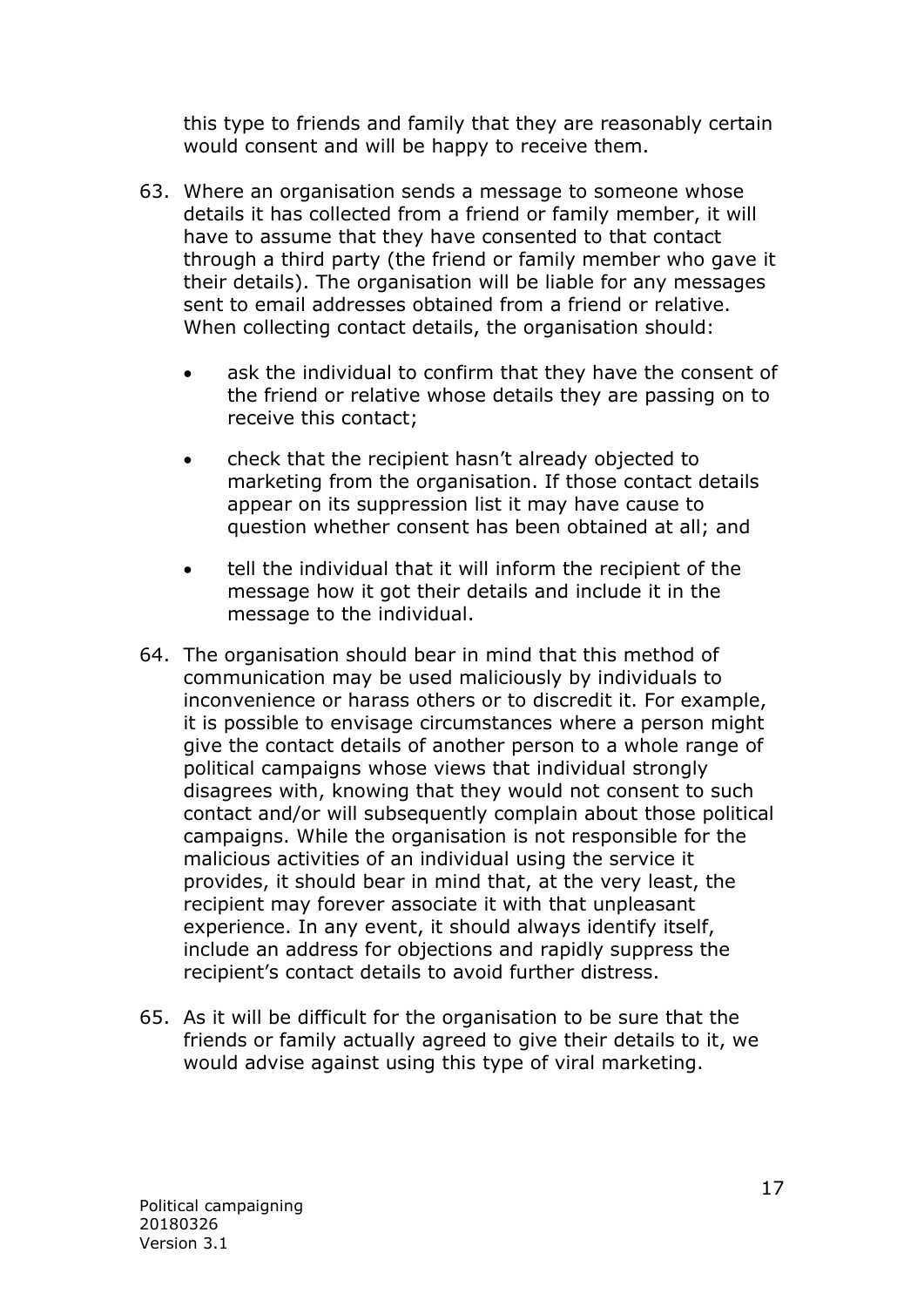this type to friends and family that they are reasonably certain would consent and will be happy to receive them.

63. Where an organisation sends a message to someone whose details it has collected from a friend or family member, it will have to assume that they have consented to that contact through a third party (the friend or family member who gave it their details). The organisation will be liable for any messages sent to email addresses obtained from a friend or relative. When collecting contact details, the organisation should:

    - ask the individual to confirm that they have the consent of the friend or relative whose details they are passing on to receive this contact;
    - check that the recipient hasn't already objected to marketing from the organisation. If those contact details appear on its suppression list it may have cause to question whether consent has been obtained at all; and
    - tell the individual that it will inform the recipient of the message how it got their details and include it in the message to the individual.

64. The organisation should bear in mind that this method of communication may be used maliciously by individuals to inconvenience or harass others or to discredit it. For example, it is possible to envisage circumstances where a person might give the contact details of another person to a whole range of political campaigns whose views that individual strongly disagrees with, knowing that they would not consent to such contact and/or will subsequently complain about those political campaigns. While the organisation is not responsible for the malicious activities of an individual using the service it provides, it should bear in mind that, at the very least, the recipient may forever associate it with that unpleasant experience. In any event, it should always identify itself, include an address for objections and rapidly suppress the recipient's contact details to avoid further distress.

65. As it will be difficult for the organisation to be sure that the friends or family actually agreed to give their details to it, we would advise against using this type of viral marketing.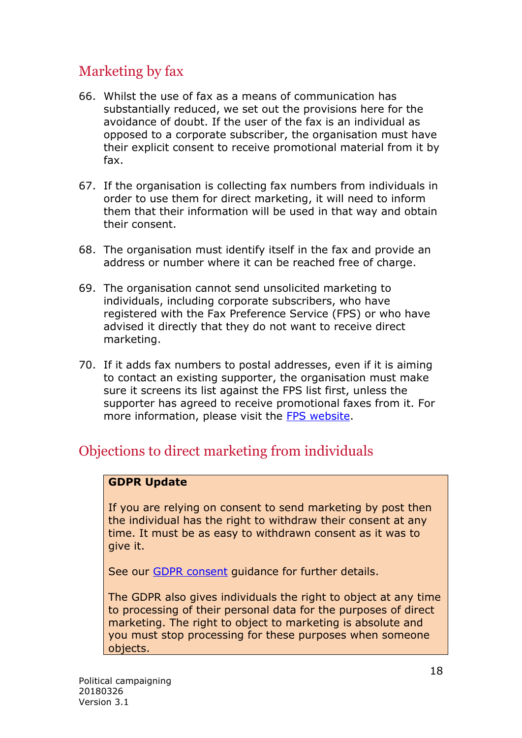## Marketing by fax

66. Whilst the use of fax as a means of communication has substantially reduced, we set out the provisions here for the avoidance of doubt. If the user of the fax is an individual as opposed to a corporate subscriber, the organisation must have their explicit consent to receive promotional material from it by fax.

67. If the organisation is collecting fax numbers from individuals in order to use them for direct marketing, it will need to inform them that their information will be used in that way and obtain their consent.

68. The organisation must identify itself in the fax and provide an address or number where it can be reached free of charge.

69. The organisation cannot send unsolicited marketing to individuals, including corporate subscribers, who have registered with the Fax Preference Service (FPS) or who have advised it directly that they do not want to receive direct marketing.

70. If it adds fax numbers to postal addresses, even if it is aiming to contact an existing supporter, the organisation must make sure it screens its list against the FPS list first, unless the supporter has agreed to receive promotional faxes from it. For more information, please visit the FPS website.

## Objections to direct marketing from individuals

**GDPR Update**

If you are relying on consent to send marketing by post then the individual has the right to withdraw their consent at any time. It must be as easy to withdrawn consent as it was to give it.

See our GDPR consent guidance for further details.

The GDPR also gives individuals the right to object at any time to processing of their personal data for the purposes of direct marketing. The right to object to marketing is absolute and you must stop processing for these purposes when someone objects.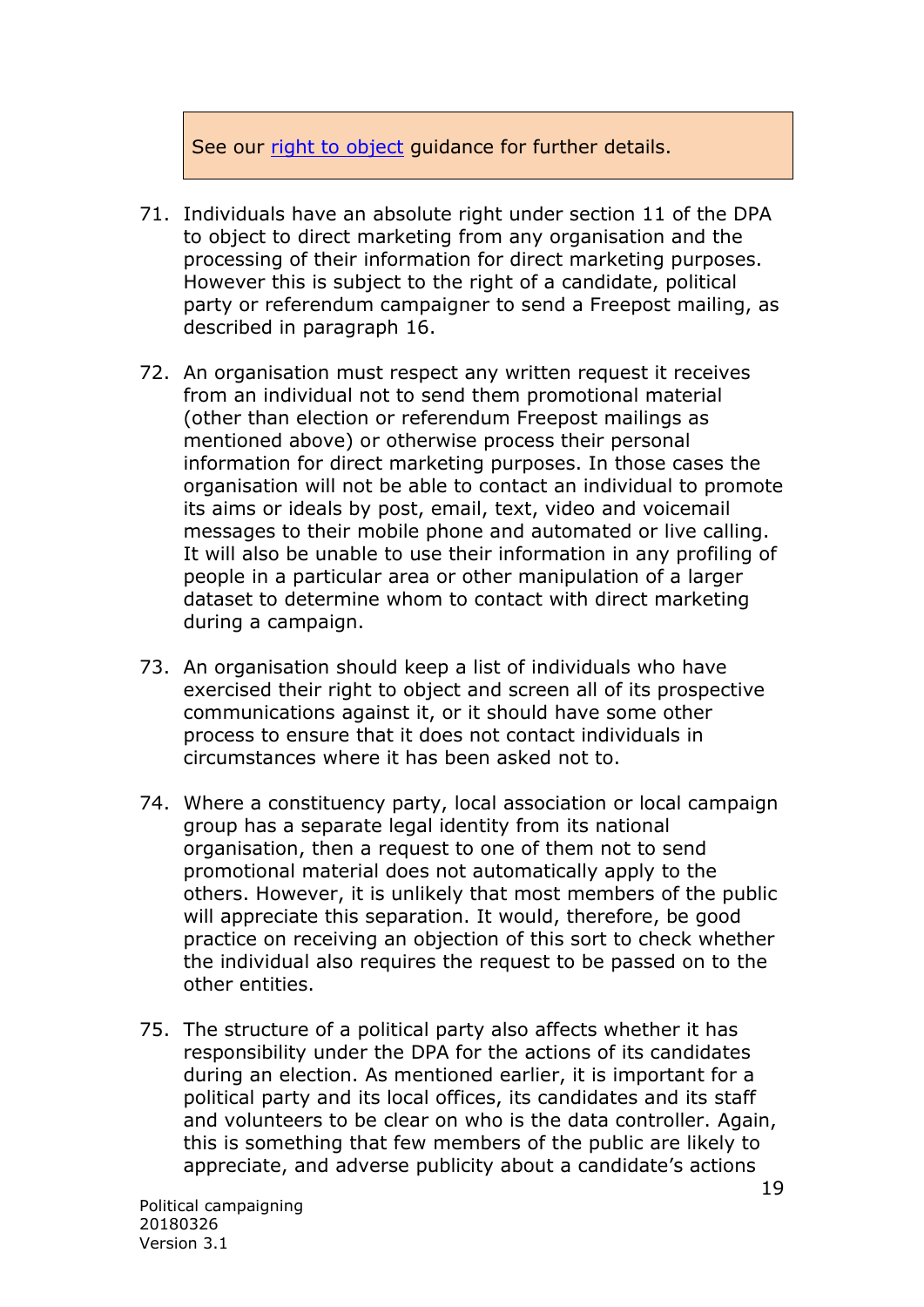See our [right to object](right to object) guidance for further details.

71. Individuals have an absolute right under section 11 of the DPA to object to direct marketing from any organisation and the processing of their information for direct marketing purposes. However this is subject to the right of a candidate, political party or referendum campaigner to send a Freepost mailing, as described in paragraph 16.

72. An organisation must respect any written request it receives from an individual not to send them promotional material (other than election or referendum Freepost mailings as mentioned above) or otherwise process their personal information for direct marketing purposes. In those cases the organisation will not be able to contact an individual to promote its aims or ideals by post, email, text, video and voicemail messages to their mobile phone and automated or live calling. It will also be unable to use their information in any profiling of people in a particular area or other manipulation of a larger dataset to determine whom to contact with direct marketing during a campaign.

73. An organisation should keep a list of individuals who have exercised their right to object and screen all of its prospective communications against it, or it should have some other process to ensure that it does not contact individuals in circumstances where it has been asked not to.

74. Where a constituency party, local association or local campaign group has a separate legal identity from its national organisation, then a request to one of them not to send promotional material does not automatically apply to the others. However, it is unlikely that most members of the public will appreciate this separation. It would, therefore, be good practice on receiving an objection of this sort to check whether the individual also requires the request to be passed on to the other entities.

75. The structure of a political party also affects whether it has responsibility under the DPA for the actions of its candidates during an election. As mentioned earlier, it is important for a political party and its local offices, its candidates and its staff and volunteers to be clear on who is the data controller. Again, this is something that few members of the public are likely to appreciate, and adverse publicity about a candidate's actions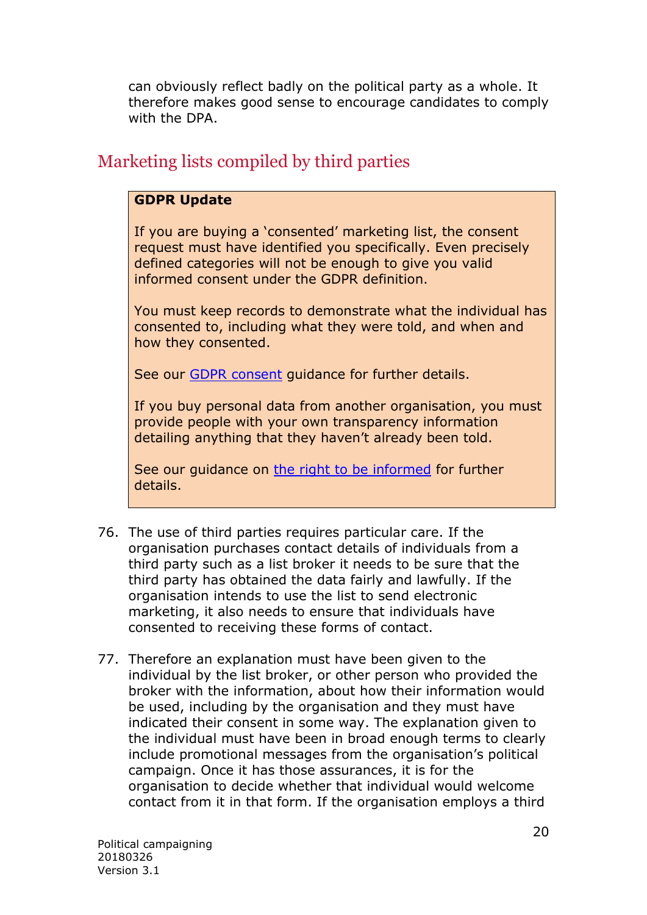can obviously reflect badly on the political party as a whole. It therefore makes good sense to encourage candidates to comply with the DPA.

## Marketing lists compiled by third parties

> **GDPR Update**
>
> If you are buying a 'consented' marketing list, the consent request must have identified you specifically. Even precisely defined categories will not be enough to give you valid informed consent under the GDPR definition.
>
> You must keep records to demonstrate what the individual has consented to, including what they were told, and when and how they consented.
>
> See our GDPR consent guidance for further details.
>
> If you buy personal data from another organisation, you must provide people with your own transparency information detailing anything that they haven't already been told.
>
> See our guidance on the right to be informed for further details.

76. The use of third parties requires particular care. If the organisation purchases contact details of individuals from a third party such as a list broker it needs to be sure that the third party has obtained the data fairly and lawfully. If the organisation intends to use the list to send electronic marketing, it also needs to ensure that individuals have consented to receiving these forms of contact.

77. Therefore an explanation must have been given to the individual by the list broker, or other person who provided the broker with the information, about how their information would be used, including by the organisation and they must have indicated their consent in some way. The explanation given to the individual must have been in broad enough terms to clearly include promotional messages from the organisation's political campaign. Once it has those assurances, it is for the organisation to decide whether that individual would welcome contact from it in that form. If the organisation employs a third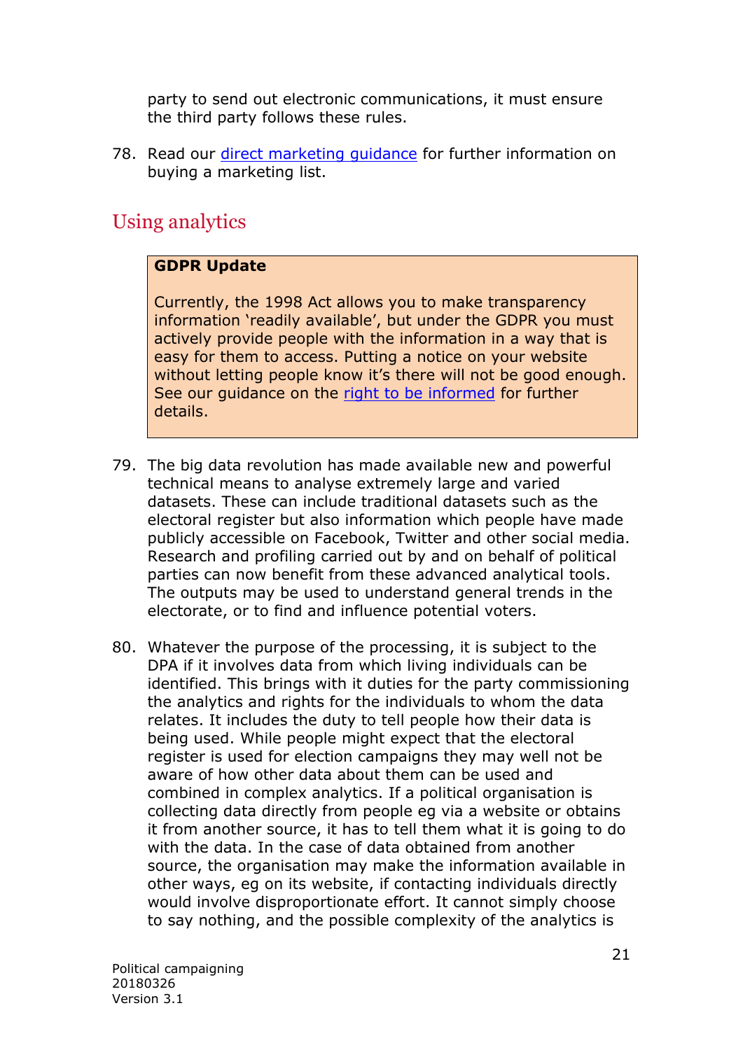party to send out electronic communications, it must ensure the third party follows these rules.

78. Read our direct marketing guidance for further information on buying a marketing list.

## Using analytics

> **GDPR Update**
>
> Currently, the 1998 Act allows you to make transparency information 'readily available', but under the GDPR you must actively provide people with the information in a way that is easy for them to access. Putting a notice on your website without letting people know it's there will not be good enough. See our guidance on the right to be informed for further details.

79. The big data revolution has made available new and powerful technical means to analyse extremely large and varied datasets. These can include traditional datasets such as the electoral register but also information which people have made publicly accessible on Facebook, Twitter and other social media. Research and profiling carried out by and on behalf of political parties can now benefit from these advanced analytical tools. The outputs may be used to understand general trends in the electorate, or to find and influence potential voters.

80. Whatever the purpose of the processing, it is subject to the DPA if it involves data from which living individuals can be identified. This brings with it duties for the party commissioning the analytics and rights for the individuals to whom the data relates. It includes the duty to tell people how their data is being used. While people might expect that the electoral register is used for election campaigns they may well not be aware of how other data about them can be used and combined in complex analytics. If a political organisation is collecting data directly from people eg via a website or obtains it from another source, it has to tell them what it is going to do with the data. In the case of data obtained from another source, the organisation may make the information available in other ways, eg on its website, if contacting individuals directly would involve disproportionate effort. It cannot simply choose to say nothing, and the possible complexity of the analytics is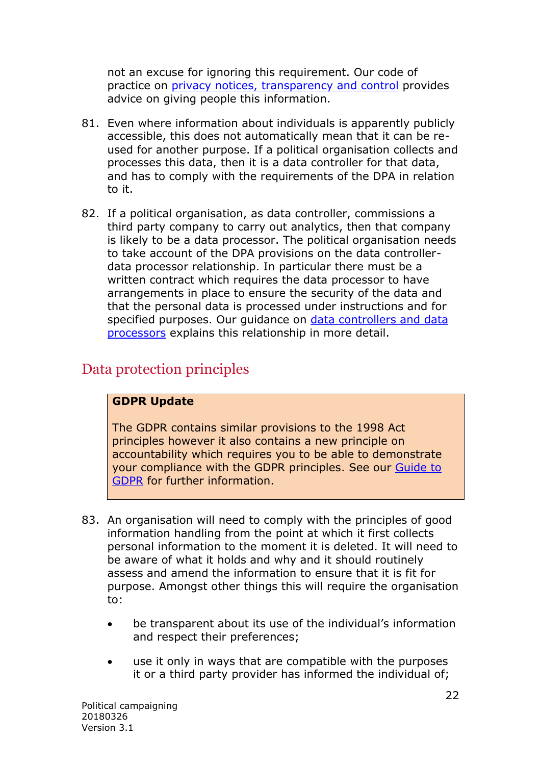not an excuse for ignoring this requirement. Our code of practice on privacy notices, transparency and control provides advice on giving people this information.

81. Even where information about individuals is apparently publicly accessible, this does not automatically mean that it can be re-used for another purpose. If a political organisation collects and processes this data, then it is a data controller for that data, and has to comply with the requirements of the DPA in relation to it.

82. If a political organisation, as data controller, commissions a third party company to carry out analytics, then that company is likely to be a data processor. The political organisation needs to take account of the DPA provisions on the data controller-data processor relationship. In particular there must be a written contract which requires the data processor to have arrangements in place to ensure the security of the data and that the personal data is processed under instructions and for specified purposes. Our guidance on data controllers and data processors explains this relationship in more detail.

## Data protection principles

> **GDPR Update**
>
> The GDPR contains similar provisions to the 1998 Act principles however it also contains a new principle on accountability which requires you to be able to demonstrate your compliance with the GDPR principles. See our Guide to GDPR for further information.

83. An organisation will need to comply with the principles of good information handling from the point at which it first collects personal information to the moment it is deleted. It will need to be aware of what it holds and why and it should routinely assess and amend the information to ensure that it is fit for purpose. Amongst other things this will require the organisation to:

    - be transparent about its use of the individual's information and respect their preferences;
    - use it only in ways that are compatible with the purposes it or a third party provider has informed the individual of;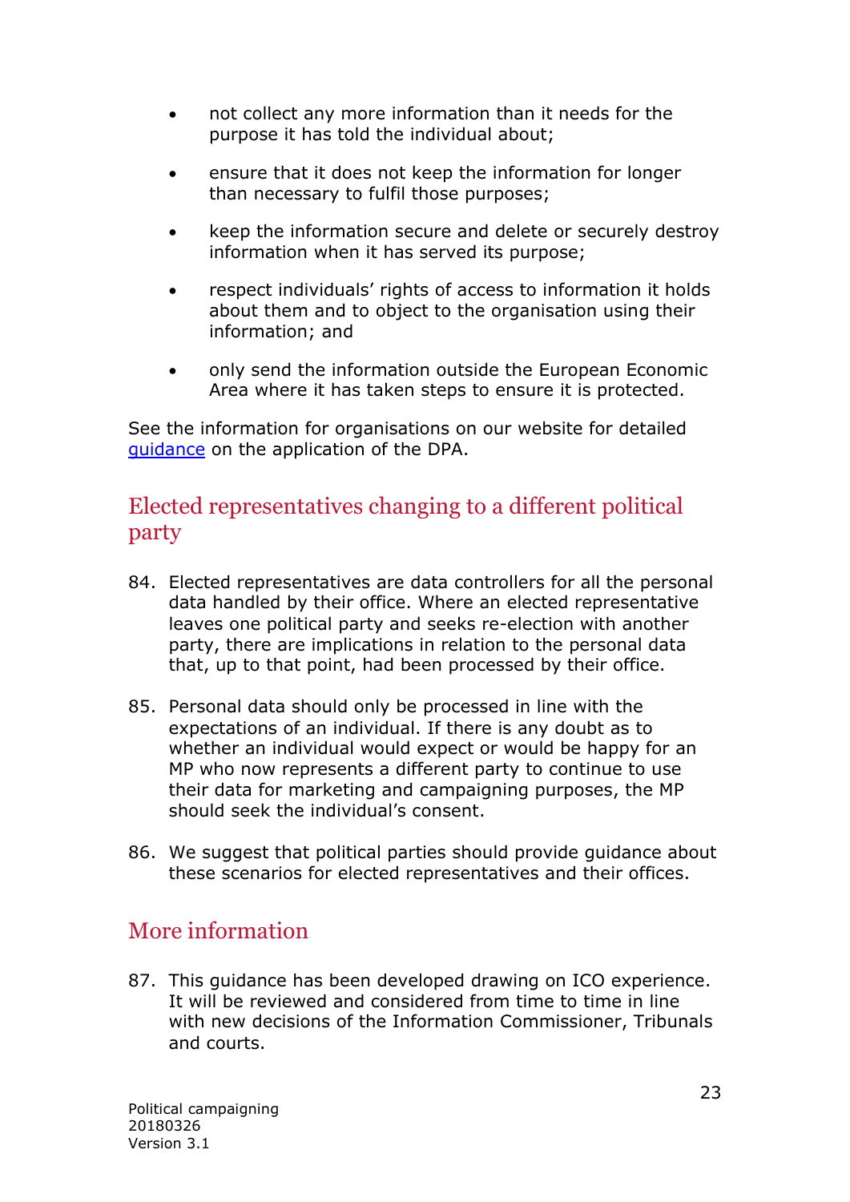- not collect any more information than it needs for the purpose it has told the individual about;
- ensure that it does not keep the information for longer than necessary to fulfil those purposes;
- keep the information secure and delete or securely destroy information when it has served its purpose;
- respect individuals' rights of access to information it holds about them and to object to the organisation using their information; and
- only send the information outside the European Economic Area where it has taken steps to ensure it is protected.

See the information for organisations on our website for detailed guidance on the application of the DPA.

## Elected representatives changing to a different political party

84. Elected representatives are data controllers for all the personal data handled by their office. Where an elected representative leaves one political party and seeks re-election with another party, there are implications in relation to the personal data that, up to that point, had been processed by their office.

85. Personal data should only be processed in line with the expectations of an individual. If there is any doubt as to whether an individual would expect or would be happy for an MP who now represents a different party to continue to use their data for marketing and campaigning purposes, the MP should seek the individual's consent.

86. We suggest that political parties should provide guidance about these scenarios for elected representatives and their offices.

## More information

87. This guidance has been developed drawing on ICO experience. It will be reviewed and considered from time to time in line with new decisions of the Information Commissioner, Tribunals and courts.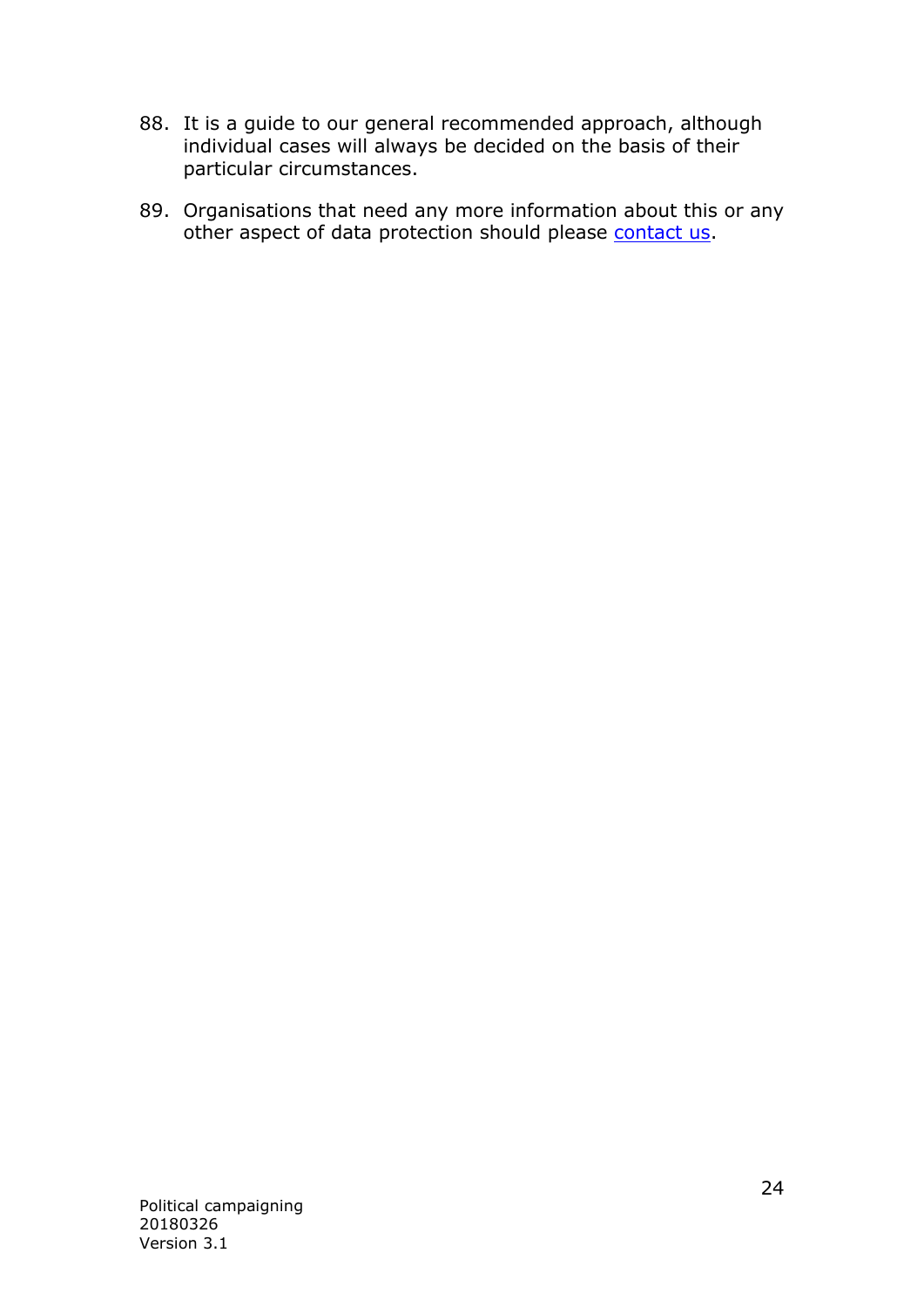88. It is a guide to our general recommended approach, although individual cases will always be decided on the basis of their particular circumstances.

89. Organisations that need any more information about this or any other aspect of data protection should please contact us.